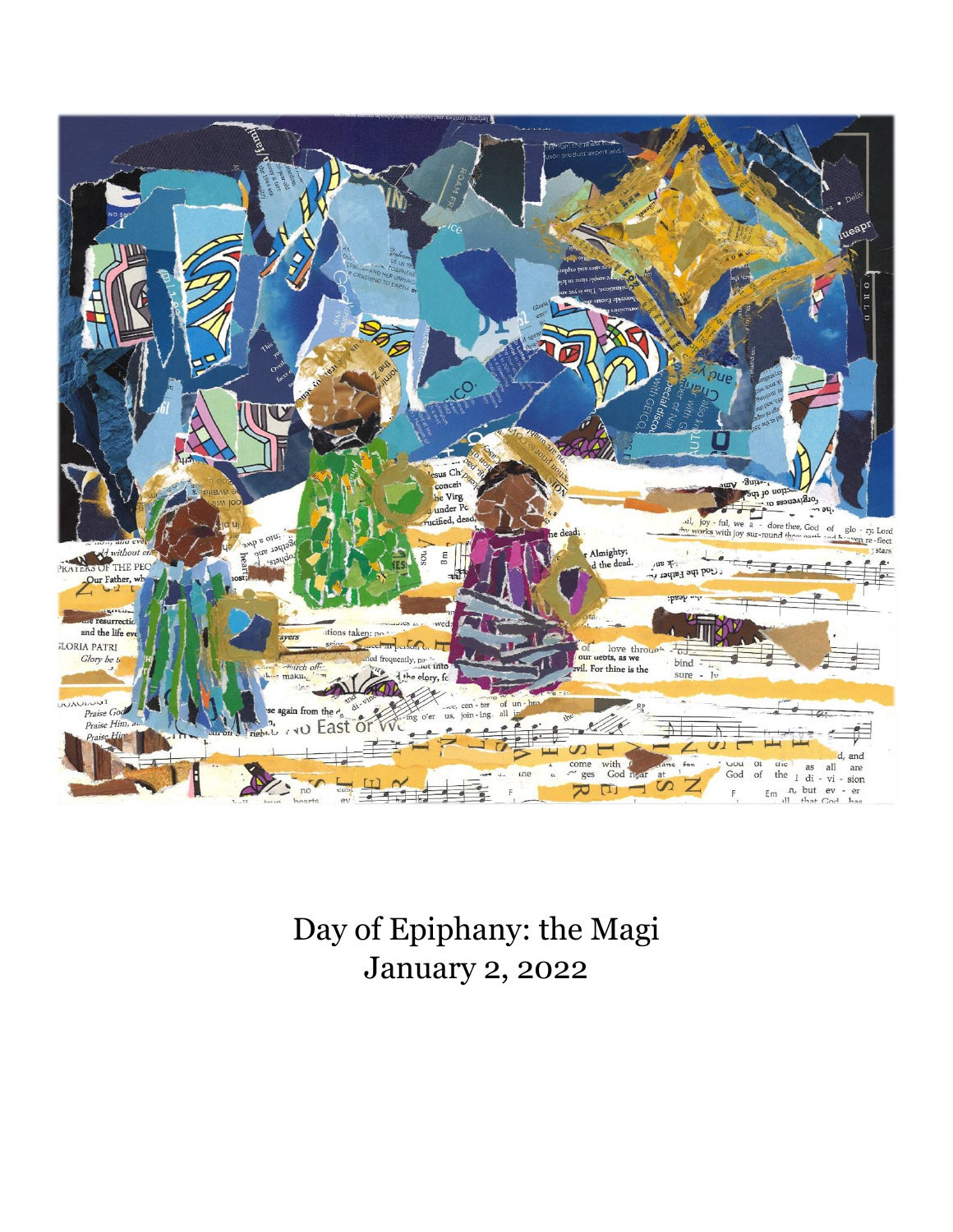Day of Epiphany: the Magi
January 2, 2022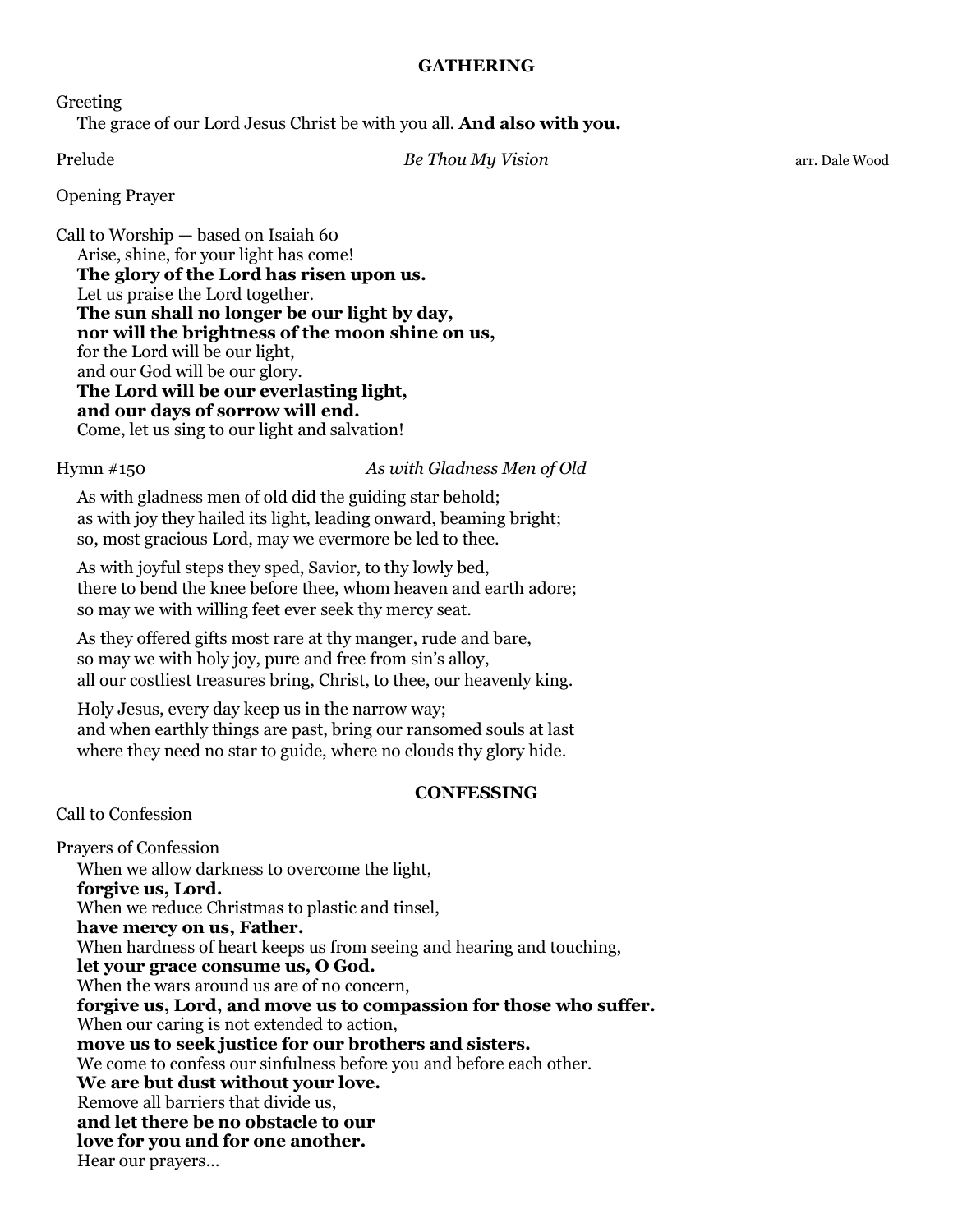## GATHERING

Greeting

The grace of our Lord Jesus Christ be with you all. **And also with you.**

Prelude *Be Thou My Vision* arr. Dale Wood

Opening Prayer

Call to Worship — based on Isaiah 60

Arise, shine, for your light has come!  
**The glory of the Lord has risen upon us.**  
Let us praise the Lord together.  
**The sun shall no longer be our light by day,**  
**nor will the brightness of the moon shine on us,**  
for the Lord will be our light,  
and our God will be our glory.  
**The Lord will be our everlasting light,**  
**and our days of sorrow will end.**  
Come, let us sing to our light and salvation!

Hymn #150 *As with Gladness Men of Old*

As with gladness men of old did the guiding star behold;  
as with joy they hailed its light, leading onward, beaming bright;  
so, most gracious Lord, may we evermore be led to thee.

As with joyful steps they sped, Savior, to thy lowly bed,  
there to bend the knee before thee, whom heaven and earth adore;  
so may we with willing feet ever seek thy mercy seat.

As they offered gifts most rare at thy manger, rude and bare,  
so may we with holy joy, pure and free from sin's alloy,  
all our costliest treasures bring, Christ, to thee, our heavenly king.

Holy Jesus, every day keep us in the narrow way;  
and when earthly things are past, bring our ransomed souls at last  
where they need no star to guide, where no clouds thy glory hide.

## CONFESSING

Call to Confession

Prayers of Confession

When we allow darkness to overcome the light,  
**forgive us, Lord.**  
When we reduce Christmas to plastic and tinsel,  
**have mercy on us, Father.**  
When hardness of heart keeps us from seeing and hearing and touching,  
**let your grace consume us, O God.**  
When the wars around us are of no concern,  
**forgive us, Lord, and move us to compassion for those who suffer.**  
When our caring is not extended to action,  
**move us to seek justice for our brothers and sisters.**  
We come to confess our sinfulness before you and before each other.  
**We are but dust without your love.**  
Remove all barriers that divide us,  
**and let there be no obstacle to our**  
**love for you and for one another.**  
Hear our prayers…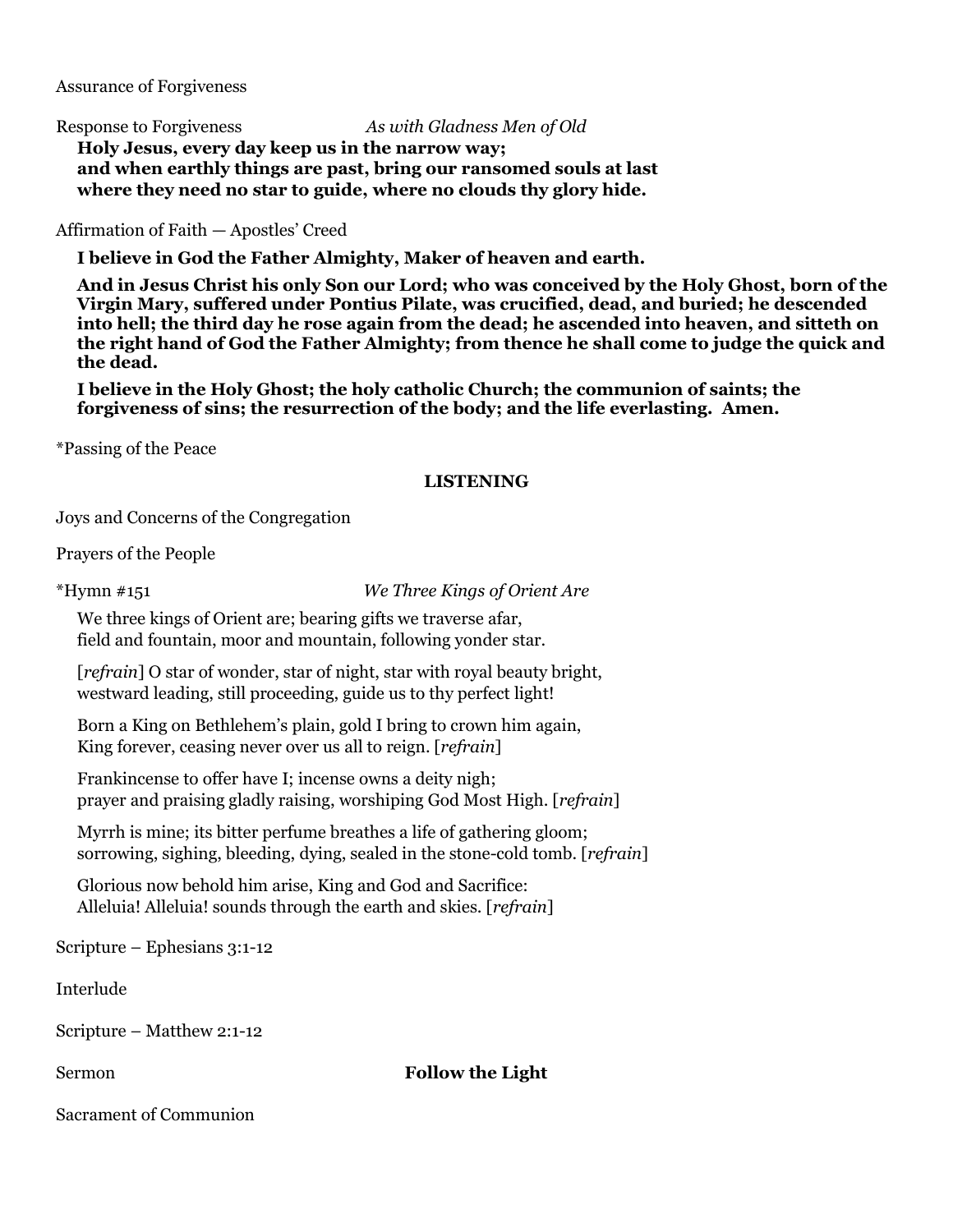Assurance of Forgiveness

Response to Forgiveness *As with Gladness Men of Old*

**Holy Jesus, every day keep us in the narrow way;**
**and when earthly things are past, bring our ransomed souls at last**
**where they need no star to guide, where no clouds thy glory hide.**

Affirmation of Faith — Apostles' Creed

**I believe in God the Father Almighty, Maker of heaven and earth.**

**And in Jesus Christ his only Son our Lord; who was conceived by the Holy Ghost, born of the Virgin Mary, suffered under Pontius Pilate, was crucified, dead, and buried; he descended into hell; the third day he rose again from the dead; he ascended into heaven, and sitteth on the right hand of God the Father Almighty; from thence he shall come to judge the quick and the dead.**

**I believe in the Holy Ghost; the holy catholic Church; the communion of saints; the forgiveness of sins; the resurrection of the body; and the life everlasting. Amen.**

*Passing of the Peace

**LISTENING**

Joys and Concerns of the Congregation

Prayers of the People

*Hymn #151 *We Three Kings of Orient Are*

We three kings of Orient are; bearing gifts we traverse afar,
field and fountain, moor and mountain, following yonder star.

[*refrain*] O star of wonder, star of night, star with royal beauty bright,
westward leading, still proceeding, guide us to thy perfect light!

Born a King on Bethlehem's plain, gold I bring to crown him again,
King forever, ceasing never over us all to reign. [*refrain*]

Frankincense to offer have I; incense owns a deity nigh;
prayer and praising gladly raising, worshiping God Most High. [*refrain*]

Myrrh is mine; its bitter perfume breathes a life of gathering gloom;
sorrowing, sighing, bleeding, dying, sealed in the stone-cold tomb. [*refrain*]

Glorious now behold him arise, King and God and Sacrifice:
Alleluia! Alleluia! sounds through the earth and skies. [*refrain*]

Scripture – Ephesians 3:1-12

Interlude

Scripture – Matthew 2:1-12

Sermon **Follow the Light**

Sacrament of Communion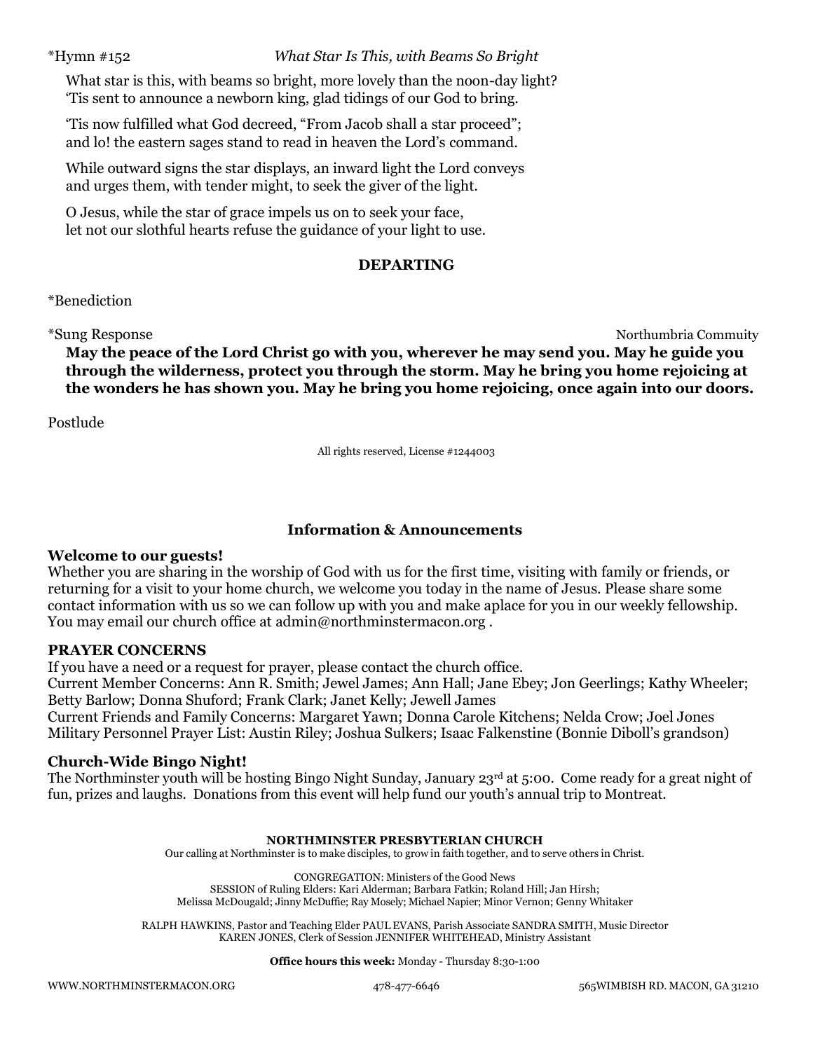*Hymn #152 *What Star Is This, with Beams So Bright*

What star is this, with beams so bright, more lovely than the noon-day light?
'Tis sent to announce a newborn king, glad tidings of our God to bring.

'Tis now fulfilled what God decreed, "From Jacob shall a star proceed";
and lo! the eastern sages stand to read in heaven the Lord's command.

While outward signs the star displays, an inward light the Lord conveys
and urges them, with tender might, to seek the giver of the light.

O Jesus, while the star of grace impels us on to seek your face,
let not our slothful hearts refuse the guidance of your light to use.

**DEPARTING**

*Benediction

*Sung Response Northumbria Commuity

**May the peace of the Lord Christ go with you, wherever he may send you. May he guide you through the wilderness, protect you through the storm. May he bring you home rejoicing at the wonders he has shown you. May he bring you home rejoicing, once again into our doors.**

Postlude

All rights reserved, License #1244003

## Information & Announcements

**Welcome to our guests!**
Whether you are sharing in the worship of God with us for the first time, visiting with family or friends, or returning for a visit to your home church, we welcome you today in the name of Jesus. Please share some contact information with us so we can follow up with you and make aplace for you in our weekly fellowship. You may email our church office at admin@northminstermacon.org .

**PRAYER CONCERNS**
If you have a need or a request for prayer, please contact the church office.
Current Member Concerns: Ann R. Smith; Jewel James; Ann Hall; Jane Ebey; Jon Geerlings; Kathy Wheeler; Betty Barlow; Donna Shuford; Frank Clark; Janet Kelly; Jewell James
Current Friends and Family Concerns: Margaret Yawn; Donna Carole Kitchens; Nelda Crow; Joel Jones
Military Personnel Prayer List: Austin Riley; Joshua Sulkers; Isaac Falkenstine (Bonnie Diboll's grandson)

**Church-Wide Bingo Night!**
The Northminster youth will be hosting Bingo Night Sunday, January 23rd at 5:00. Come ready for a great night of fun, prizes and laughs. Donations from this event will help fund our youth's annual trip to Montreat.

**NORTHMINSTER PRESBYTERIAN CHURCH**
Our calling at Northminster is to make disciples, to grow in faith together, and to serve others in Christ.

CONGREGATION: Ministers of the Good News
SESSION of Ruling Elders: Kari Alderman; Barbara Fatkin; Roland Hill; Jan Hirsh;
Melissa McDougald; Jinny McDuffie; Ray Mosely; Michael Napier; Minor Vernon; Genny Whitaker

RALPH HAWKINS, Pastor and Teaching Elder PAUL EVANS, Parish Associate SANDRA SMITH, Music Director
KAREN JONES, Clerk of Session JENNIFER WHITEHEAD, Ministry Assistant

**Office hours this week:** Monday - Thursday 8:30-1:00

WWW.NORTHMINSTERMACON.ORG 478-477-6646 565WIMBISH RD. MACON, GA 31210